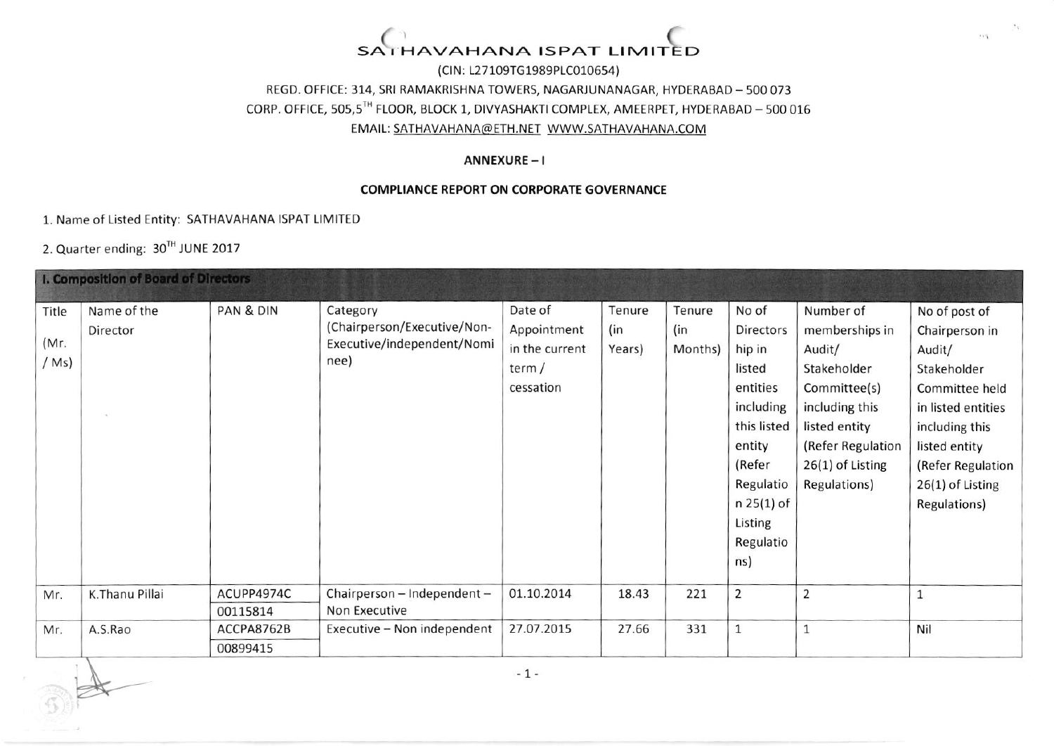# SATHAVAHANA ISPAT LIMITED

(CIN: L27109TG1989PLC010654)

REGD. OFFICE: 314, SRI RAMAKRISHNA TOWERS, NAGARJUNANAGAR, HYDERABAD – 500 073

CORP. OFFICE, 505,5TH FLOOR, BLOCK 1, DIVYASHAKTI COMPLEX, AMEERPET, HYDERABAD – 500 016

EMAIL: SATHAVAHANA@ETH.NET WWW.SATHAVAHANA.COM

**ANNEXURE – I**

**COMPLIANCE REPORT ON CORPORATE GOVERNANCE**

1. Name of Listed Entity: SATHAVAHANA ISPAT LIMITED

2. Quarter ending: 30TH JUNE 2017

| I. Composition of Board of Directors | | | | | | | | | |
|---|---|---|---|---|---|---|---|---|---|
| Title (Mr. / Ms) | Name of the Director | PAN & DIN | Category (Chairperson/Executive/Non-Executive/independent/Nominee) | Date of Appointment in the current term / cessation | Tenure (in Years) | Tenure (in Months) | No of Directorship in listed entities including this listed entity (Refer Regulation 25(1) of Listing Regulations) | Number of memberships in Audit/ Stakeholder Committee(s) including this listed entity (Refer Regulation 26(1) of Listing Regulations) | No of post of Chairperson in Audit/ Stakeholder Committee held in listed entities including this listed entity (Refer Regulation 26(1) of Listing Regulations) |
| Mr. | K.Thanu Pillai | ACUPP4974C 00115814 | Chairperson – Independent – Non Executive | 01.10.2014 | 18.43 | 221 | 2 | 2 | 1 |
| Mr. | A.S.Rao | ACCPA8762B 00899415 | Executive – Non independent | 27.07.2015 | 27.66 | 331 | 1 | 1 | Nil |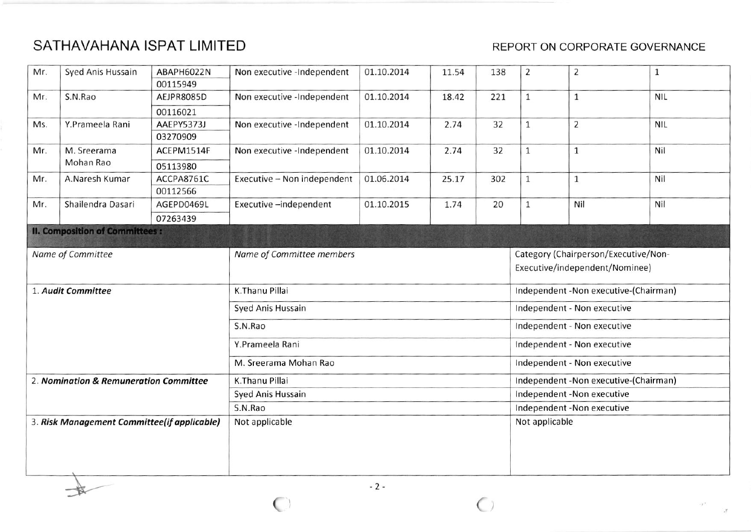| Mr. | Syed Anis Hussain | ABAPH6022N<br>00115949 | Non executive -Independent | 01.10.2014 | 11.54 | 138 | 2 | 2 | 1 |
|---|---|---|---|---|---|---|---|---|---|
| Mr. | S.N.Rao | AEJPR8085D<br>00116021 | Non executive -Independent | 01.10.2014 | 18.42 | 221 | 1 | 1 | NIL |
| Ms. | Y.Prameela Rani | AAEPY5373J<br>03270909 | Non executive -Independent | 01.10.2014 | 2.74 | 32 | 1 | 2 | NIL |
| Mr. | M. Sreerama Mohan Rao | ACEPM1514F<br>05113980 | Non executive -Independent | 01.10.2014 | 2.74 | 32 | 1 | 1 | Nil |
| Mr. | A.Naresh Kumar | ACCPA8761C<br>00112566 | Executive – Non independent | 01.06.2014 | 25.17 | 302 | 1 | 1 | Nil |
| Mr. | Shailendra Dasari | AGEPD0469L<br>07263439 | Executive –independent | 01.10.2015 | 1.74 | 20 | 1 | Nil | Nil |

**II. Composition of Committees :**

| *Name of Committee* | *Name of Committee members* | Category (Chairperson/Executive/Non-Executive/independent/Nominee) |
|---|---|---|
| 1. ***Audit Committee*** | K.Thanu Pillai | Independent -Non executive-(Chairman) |
| | Syed Anis Hussain | Independent - Non executive |
| | S.N.Rao | Independent - Non executive |
| | Y.Prameela Rani | Independent - Non executive |
| | M. Sreerama Mohan Rao | Independent - Non executive |
| 2. ***Nomination & Remuneration Committee*** | K.Thanu Pillai | Independent -Non executive-(Chairman) |
| | Syed Anis Hussain | Independent -Non executive |
| | S.N.Rao | Independent -Non executive |
| 3. ***Risk Management Committee(if applicable)*** | Not applicable | Not applicable |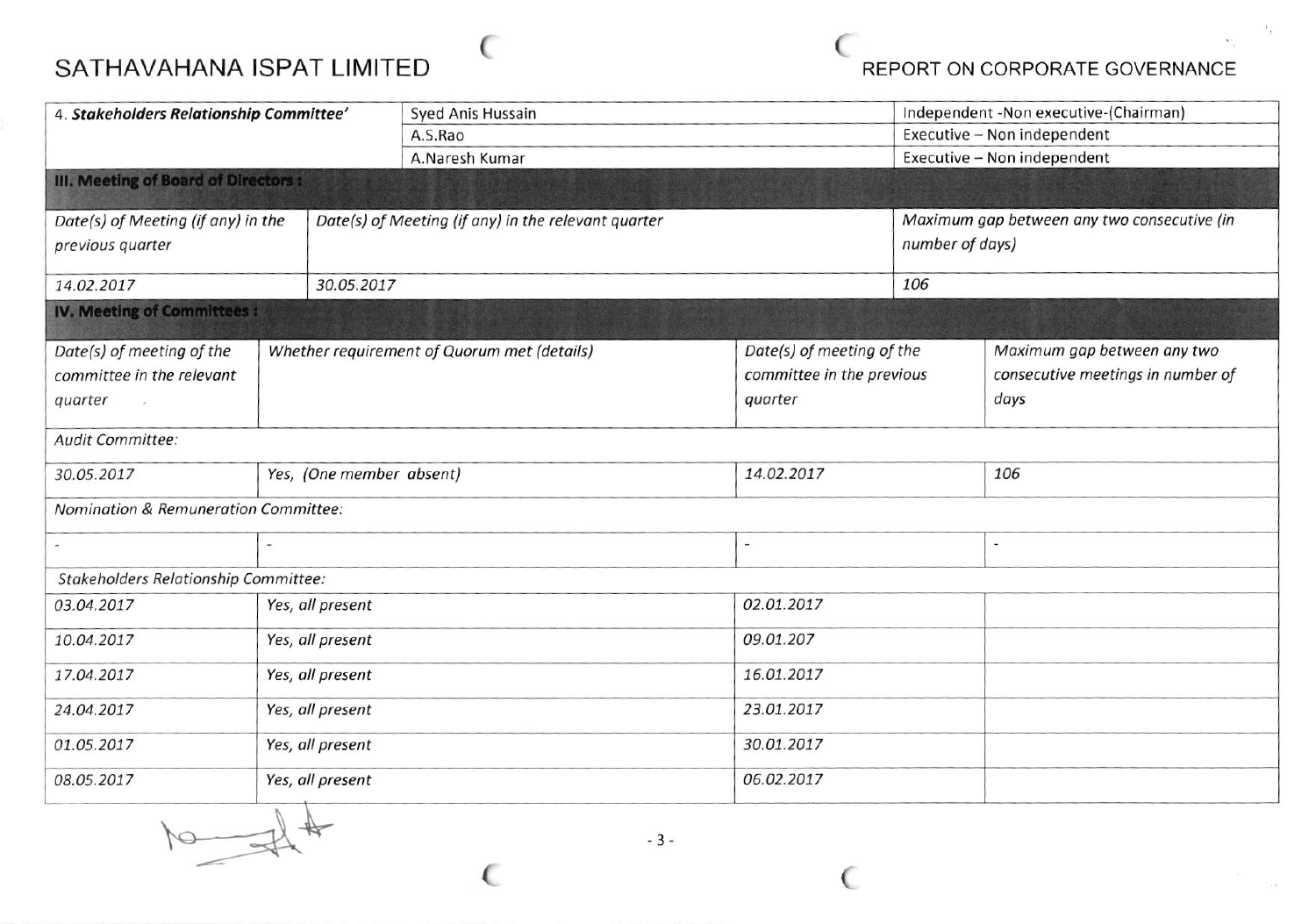| 4. ***Stakeholders Relationship Committee'*** | Syed Anis Hussain | Independent -Non executive-(Chairman) |
|---|---|---|
| | A.S.Rao | Executive – Non independent |
| | A.Naresh Kumar | Executive – Non independent |

**III. Meeting of Board of Directors :**

| *Date(s) of Meeting (if any) in the previous quarter* | *Date(s) of Meeting (if any) in the relevant quarter* | *Maximum gap between any two consecutive (in number of days)* |
|---|---|---|
| *14.02.2017* | *30.05.2017* | *106* |

**IV. Meeting of Committees :**

| *Date(s) of meeting of the committee in the relevant quarter* | *Whether requirement of Quorum met (details)* | *Date(s) of meeting of the committee in the previous quarter* | *Maximum gap between any two consecutive meetings in number of days* |
|---|---|---|---|
| *Audit Committee:* | | | |
| *30.05.2017* | *Yes, (One member absent)* | *14.02.2017* | *106* |
| *Nomination & Remuneration Committee:* | | | |
| - | - | - | - |
| *Stakeholders Relationship Committee:* | | | |
| *03.04.2017* | *Yes, all present* | *02.01.2017* | |
| *10.04.2017* | *Yes, all present* | *09.01.207* | |
| *17.04.2017* | *Yes, all present* | *16.01.2017* | |
| *24.04.2017* | *Yes, all present* | *23.01.2017* | |
| *01.05.2017* | *Yes, all present* | *30.01.2017* | |
| *08.05.2017* | *Yes, all present* | *06.02.2017* | |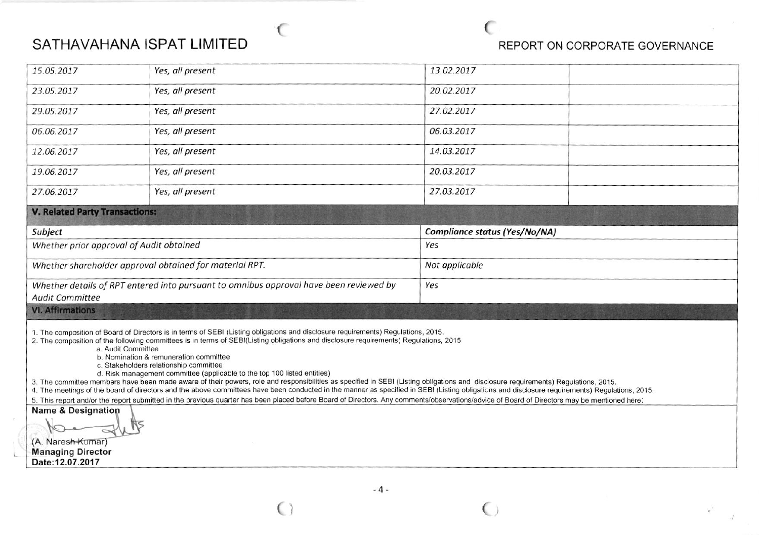| | | | |
|---|---|---|---|
| *15.05.2017* | *Yes, all present* | *13.02.2017* | |
| *23.05.2017* | *Yes, all present* | *20.02.2017* | |
| *29.05.2017* | *Yes, all present* | *27.02.2017* | |
| *06.06.2017* | *Yes, all present* | *06.03.2017* | |
| *12.06.2017* | *Yes, all present* | *14.03.2017* | |
| *19.06.2017* | *Yes, all present* | *20.03.2017* | |
| *27.06.2017* | *Yes, all present* | *27.03.2017* | |

### V. Related Party Transactions:

| *Subject* | *Compliance status (Yes/No/NA)* |
|---|---|
| *Whether prior approval of Audit obtained* | *Yes* |
| *Whether shareholder approval obtained for material RPT.* | *Not applicable* |
| *Whether details of RPT entered into pursuant to omnibus approval have been reviewed by Audit Committee* | *Yes* |

### VI. Affirmations

1. The composition of Board of Directors is in terms of SEBI (Listing obligations and disclosure requirements) Regulations, 2015.
2. The composition of the following committees is in terms of SEBI(Listing obligations and disclosure requirements) Regulations, 2015
   - a. Audit Committee
   - b. Nomination & remuneration committee
   - c. Stakeholders relationship committee
   - d. Risk management committee (applicable to the top 100 listed entities)
3. The committee members have been made aware of their powers, role and responsibilities as specified in SEBI (Listing obligations and disclosure requirements) Regulations, 2015.
4. The meetings of the board of directors and the above committees have been conducted in the manner as specified in SEBI (Listing obligations and disclosure requirements) Regulations, 2015.
5. This report and/or the report submitted in the previous quarter has been placed before Board of Directors. Any comments/observations/advice of Board of Directors may be mentioned here:

**Name & Designation**

(A. Naresh Kumar)
**Managing Director**
**Date:12.07.2017**